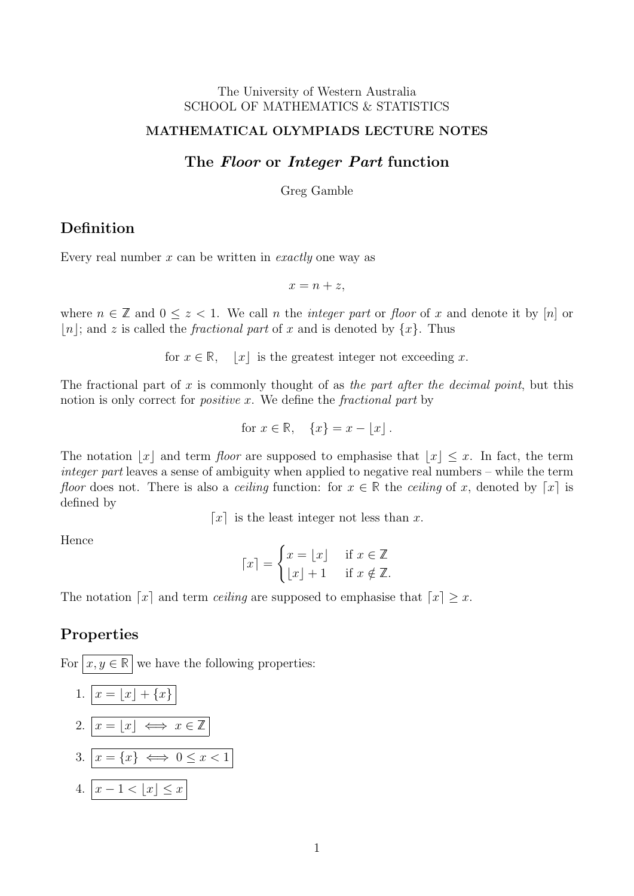The University of Western Australia
SCHOOL OF MATHEMATICS & STATISTICS

**MATHEMATICAL OLYMPIADS LECTURE NOTES**

# The *Floor* or *Integer Part* function

Greg Gamble

## Definition

Every real number $x$ can be written in *exactly* one way as

$$x = n + z,$$

where $n \in \mathbb{Z}$ and $0 \leq z < 1$. We call $n$ the *integer part* or *floor* of $x$ and denote it by $[n]$ or $\lfloor n \rfloor$; and $z$ is called the *fractional part* of $x$ and is denoted by $\{x\}$. Thus

$$\text{for } x \in \mathbb{R}, \quad \lfloor x \rfloor \text{ is the greatest integer not exceeding } x.$$

The fractional part of $x$ is commonly thought of as *the part after the decimal point*, but this notion is only correct for *positive* $x$. We define the *fractional part* by

$$\text{for } x \in \mathbb{R}, \quad \{x\} = x - \lfloor x \rfloor.$$

The notation $\lfloor x \rfloor$ and term *floor* are supposed to emphasise that $\lfloor x \rfloor \leq x$. In fact, the term *integer part* leaves a sense of ambiguity when applied to negative real numbers – while the term *floor* does not. There is also a *ceiling* function: for $x \in \mathbb{R}$ the *ceiling* of $x$, denoted by $\lceil x \rceil$ is defined by

$$\lceil x \rceil \text{ is the least integer not less than } x.$$

Hence

$$\lceil x \rceil = \begin{cases} x = \lfloor x \rfloor & \text{if } x \in \mathbb{Z} \\ \lfloor x \rfloor + 1 & \text{if } x \notin \mathbb{Z}. \end{cases}$$

The notation $\lceil x \rceil$ and term *ceiling* are supposed to emphasise that $\lceil x \rceil \geq x$.

## Properties

For $x, y \in \mathbb{R}$ we have the following properties:

1. $x = \lfloor x \rfloor + \{x\}$
2. $x = \lfloor x \rfloor \iff x \in \mathbb{Z}$
3. $x = \{x\} \iff 0 \leq x < 1$
4. $x - 1 < \lfloor x \rfloor \leq x$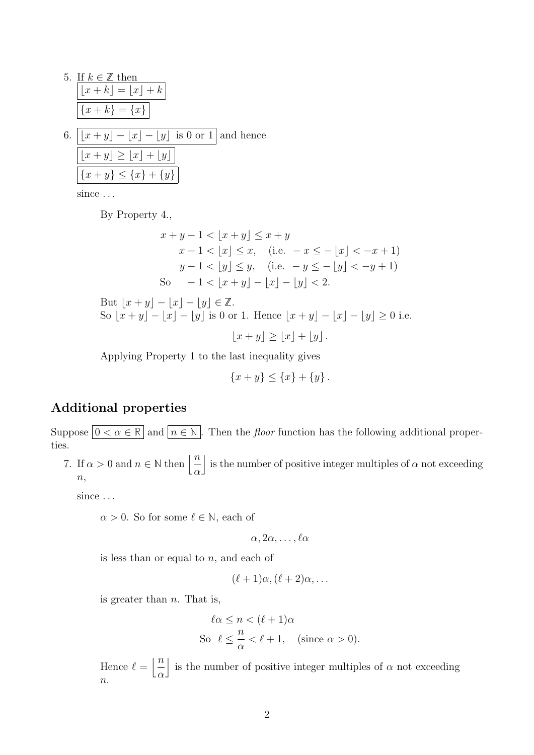5. If $k \in \mathbb{Z}$ then
   $\boxed{\lfloor x+k \rfloor = \lfloor x \rfloor + k}$
   $\boxed{\{x+k\} = \{x\}}$

6. $\boxed{\lfloor x+y \rfloor - \lfloor x \rfloor - \lfloor y \rfloor \text{ is 0 or 1}}$ and hence
   $\boxed{\lfloor x+y \rfloor \geq \lfloor x \rfloor + \lfloor y \rfloor}$
   $\boxed{\{x+y\} \leq \{x\} + \{y\}}$
   since ...

   By Property 4.,

   $$\begin{aligned} x+y-1 &< \lfloor x+y \rfloor \leq x+y \\ x-1 &< \lfloor x \rfloor \leq x, \quad (\text{i.e. } -x \leq -\lfloor x \rfloor < -x+1) \\ y-1 &< \lfloor y \rfloor \leq y, \quad (\text{i.e. } -y \leq -\lfloor y \rfloor < -y+1) \\ \text{So} \quad -1 &< \lfloor x+y \rfloor - \lfloor x \rfloor - \lfloor y \rfloor < 2. \end{aligned}$$

   But $\lfloor x+y \rfloor - \lfloor x \rfloor - \lfloor y \rfloor \in \mathbb{Z}$.
   So $\lfloor x+y \rfloor - \lfloor x \rfloor - \lfloor y \rfloor$ is 0 or 1. Hence $\lfloor x+y \rfloor - \lfloor x \rfloor - \lfloor y \rfloor \geq 0$ i.e.

   $$\lfloor x+y \rfloor \geq \lfloor x \rfloor + \lfloor y \rfloor.$$

   Applying Property 1 to the last inequality gives

   $$\{x+y\} \leq \{x\} + \{y\}.$$

## Additional properties

Suppose $\boxed{0 < \alpha \in \mathbb{R}}$ and $\boxed{n \in \mathbb{N}}$. Then the *floor* function has the following additional properties.

7. If $\alpha > 0$ and $n \in \mathbb{N}$ then $\left\lfloor \dfrac{n}{\alpha} \right\rfloor$ is the number of positive integer multiples of $\alpha$ not exceeding $n$,

   since ...

   $\alpha > 0$. So for some $\ell \in \mathbb{N}$, each of

   $$\alpha, 2\alpha, \ldots, \ell\alpha$$

   is less than or equal to $n$, and each of

   $$(\ell+1)\alpha, (\ell+2)\alpha, \ldots$$

   is greater than $n$. That is,

   $$\begin{aligned} \ell\alpha &\leq n < (\ell+1)\alpha \\ \text{So} \quad \ell &\leq \frac{n}{\alpha} < \ell+1, \quad (\text{since } \alpha > 0). \end{aligned}$$

   Hence $\ell = \left\lfloor \dfrac{n}{\alpha} \right\rfloor$ is the number of positive integer multiples of $\alpha$ not exceeding $n$.